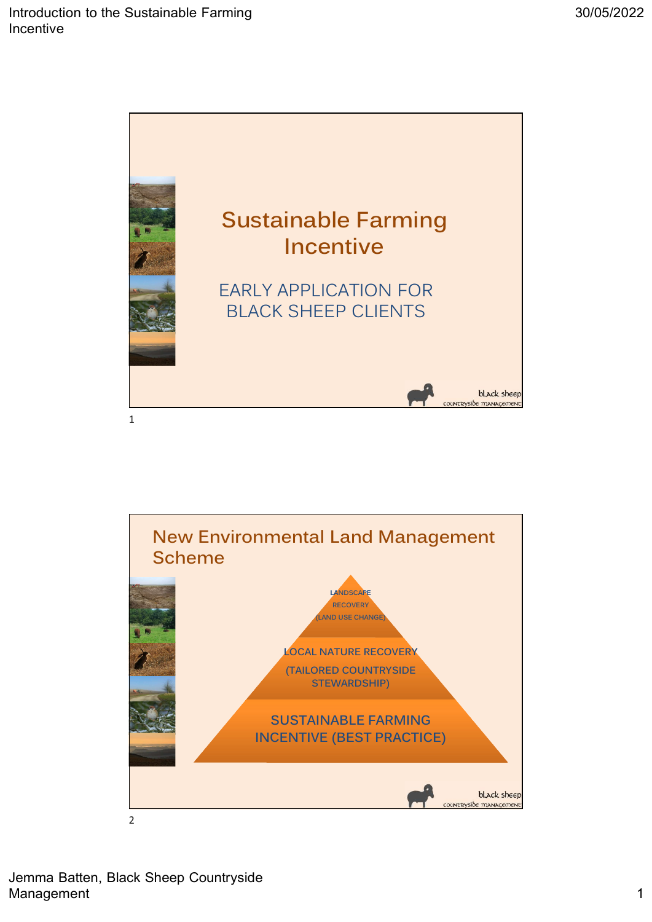# Sustainable Farming Incentive

EARLY APPLICATION FOR BLACK SHEEP CLIENTS

black sheep countryside management

## New Environmental Land Management Scheme

LANDSCAPE RECOVERY (LAND USE CHANGE)

LOCAL NATURE RECOVERY (TAILORED COUNTRYSIDE STEWARDSHIP)

SUSTAINABLE FARMING INCENTIVE (BEST PRACTICE)

black sheep countryside management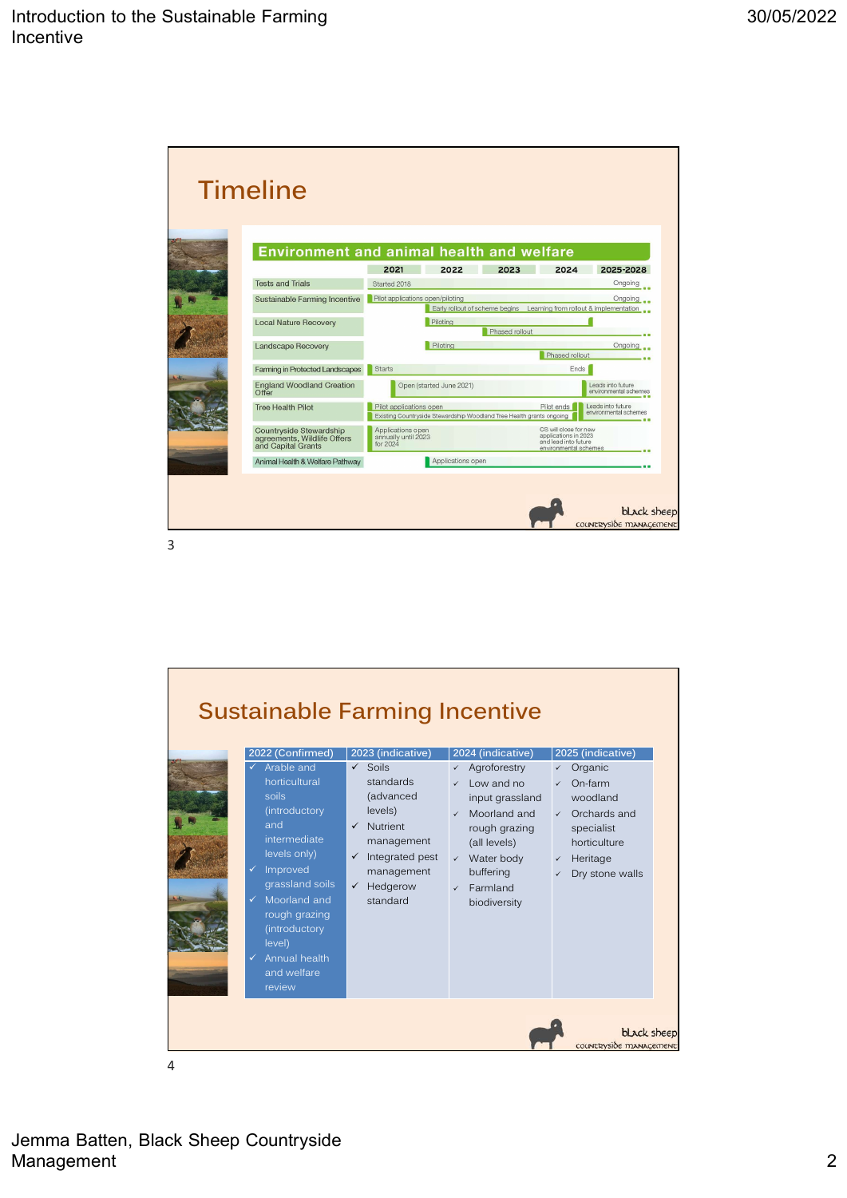## Timeline

### Environment and animal health and welfare

| | 2021 | 2022 | 2023 | 2024 | 2025-2028 |
|---|---|---|---|---|---|
| Tests and Trials | Started 2018 | | | | Ongoing |
| Sustainable Farming Incentive | Pilot applications open/piloting | Early rollout of scheme begins | | Learning from rollout & implementation | Ongoing |
| Local Nature Recovery | | Piloting | Phased rollout | | |
| Landscape Recovery | | Piloting | | Phased rollout | Ongoing |
| Farming in Protected Landscapes | Starts | | | Ends | |
| England Woodland Creation Offer | Open (started June 2021) | | | | Leads into future environmental schemes |
| Tree Health Pilot | Pilot applications open; Existing Countryside Stewardship Woodland Tree Health grants ongoing | | | Pilot ends | Leads into future environmental schemes |
| Countryside Stewardship agreements, Wildlife Offers and Capital Grants | Applications open annually until 2023 for 2024 | | | CS will close for new applications in 2023 and lead into future environmental schemes | |
| Animal Health & Welfare Pathway | | Applications open | | | |

## Sustainable Farming Incentive

| 2022 (Confirmed) | 2023 (indicative) | 2024 (indicative) | 2025 (indicative) |
|---|---|---|---|
| ✓ Arable and horticultural soils (introductory and intermediate levels only)<br>✓ Improved grassland soils<br>✓ Moorland and rough grazing (introductory level)<br>✓ Annual health and welfare review | ✓ Soils standards (advanced levels)<br>✓ Nutrient management<br>✓ Integrated pest management<br>✓ Hedgerow standard | ✓ Agroforestry<br>✓ Low and no input grassland<br>✓ Moorland and rough grazing (all levels)<br>✓ Water body buffering<br>✓ Farmland biodiversity | ✓ Organic<br>✓ On-farm woodland<br>✓ Orchards and specialist horticulture<br>✓ Heritage<br>✓ Dry stone walls |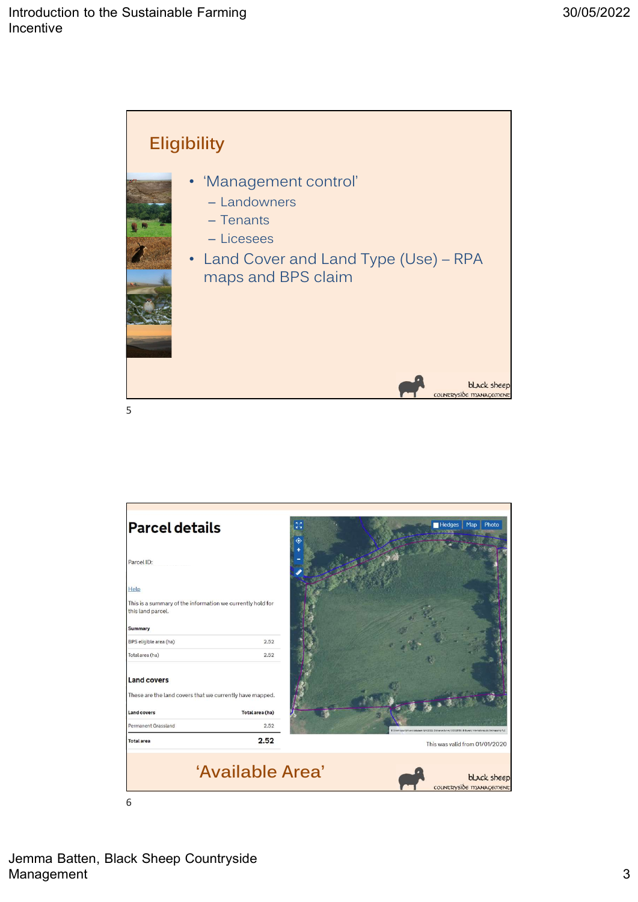## Eligibility

- 'Management control'
  - Landowners
  - Tenants
  - Licesees
- Land Cover and Land Type (Use) – RPA maps and BPS claim

## Parcel details

Parcel ID:

Help

This is a summary of the information we currently hold for this land parcel.

**Summary**

| | |
|---|---|
| BPS eligible area (ha) | 2.52 |
| Total area (ha) | 2.52 |

**Land covers**

These are the land covers that we currently have mapped.

| Land covers | Total area (ha) |
|---|---|
| Permanent Grassland | 2.52 |
| **Total area** | **2.52** |

This was valid from 01/01/2020

'Available Area'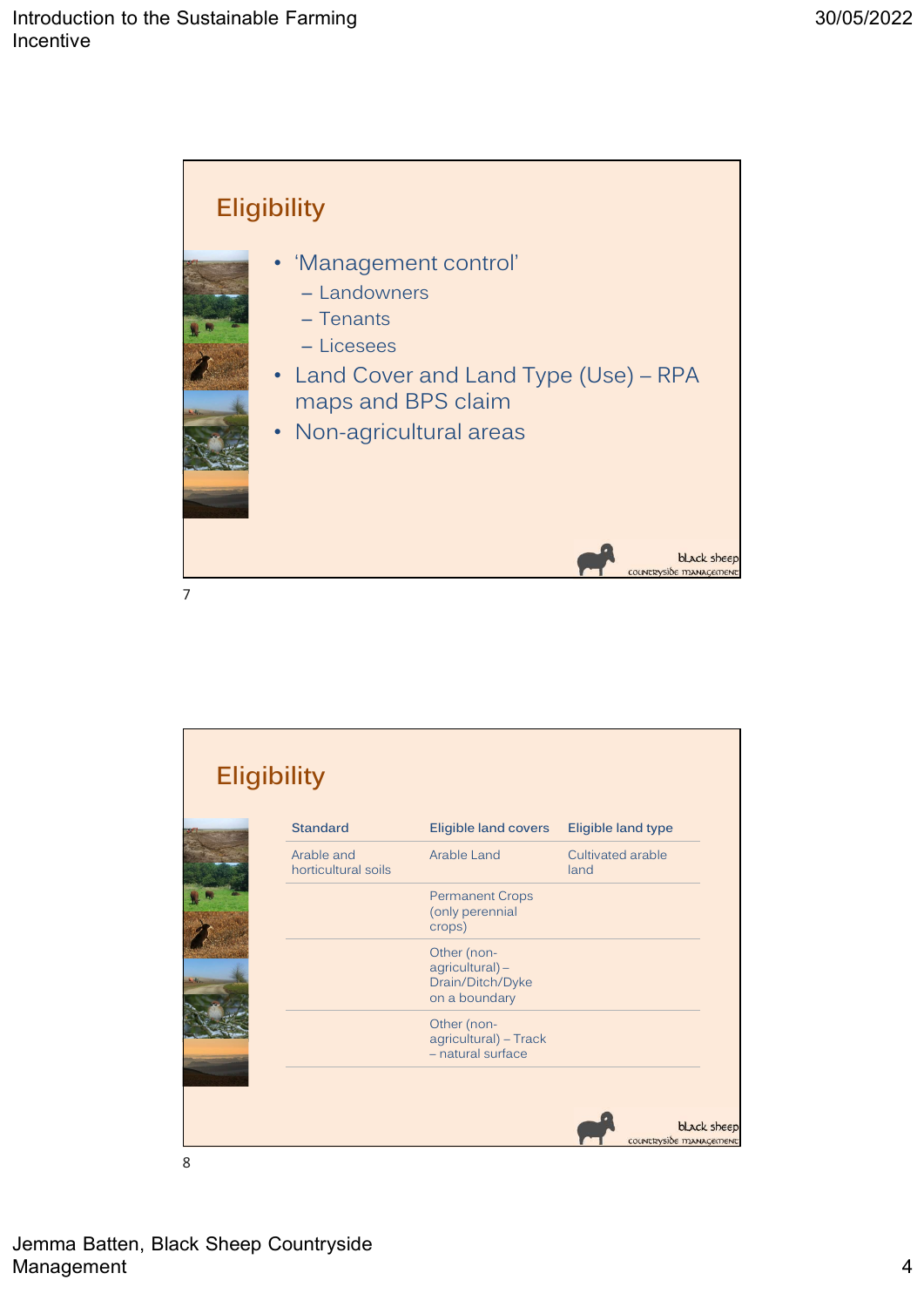## Eligibility

- 'Management control'
  - Landowners
  - Tenants
  - Licesees
- Land Cover and Land Type (Use) – RPA maps and BPS claim
- Non-agricultural areas

## Eligibility

| Standard | Eligible land covers | Eligible land type |
|---|---|---|
| Arable and horticultural soils | Arable Land | Cultivated arable land |
| | Permanent Crops (only perennial crops) | |
| | Other (non-agricultural) – Drain/Ditch/Dyke on a boundary | |
| | Other (non-agricultural) – Track – natural surface | |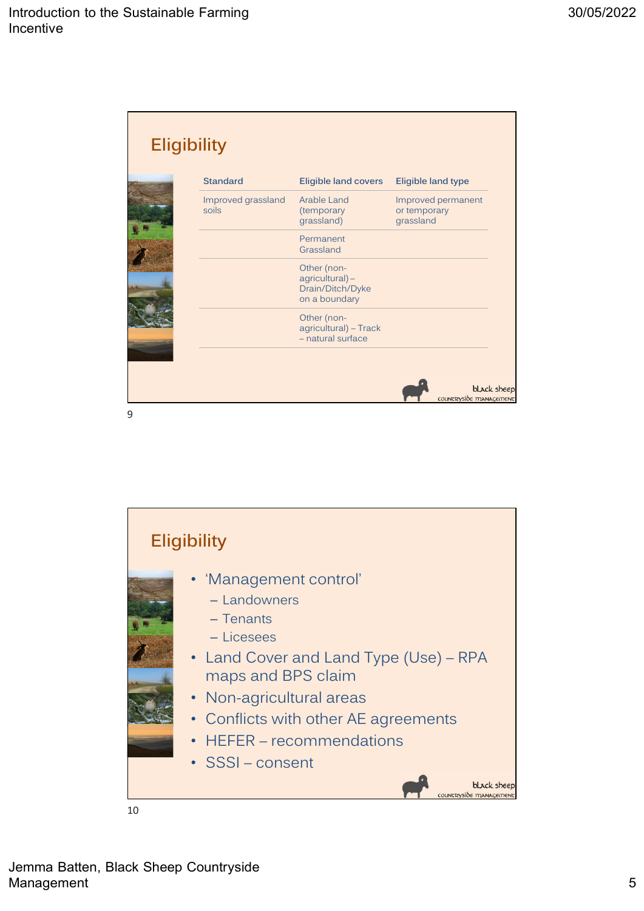## Eligibility

| Standard | Eligible land covers | Eligible land type |
|---|---|---|
| Improved grassland soils | Arable Land (temporary grassland) | Improved permanent or temporary grassland |
| | Permanent Grassland | |
| | Other (non-agricultural) – Drain/Ditch/Dyke on a boundary | |
| | Other (non-agricultural) – Track – natural surface | |

## Eligibility

- 'Management control'
  - Landowners
  - Tenants
  - Licesees
- Land Cover and Land Type (Use) – RPA maps and BPS claim
- Non-agricultural areas
- Conflicts with other AE agreements
- HEFER – recommendations
- SSSI – consent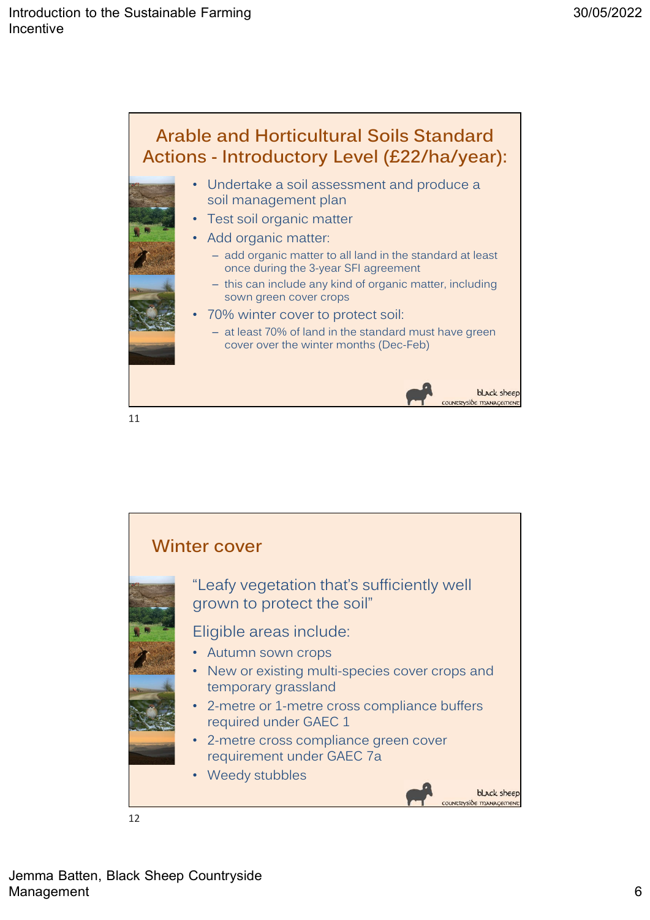## Arable and Horticultural Soils Standard Actions - Introductory Level (£22/ha/year):

- Undertake a soil assessment and produce a soil management plan
- Test soil organic matter
- Add organic matter:
  - add organic matter to all land in the standard at least once during the 3-year SFI agreement
  - this can include any kind of organic matter, including sown green cover crops
- 70% winter cover to protect soil:
  - at least 70% of land in the standard must have green cover over the winter months (Dec-Feb)

## Winter cover

"Leafy vegetation that's sufficiently well grown to protect the soil"

Eligible areas include:

- Autumn sown crops
- New or existing multi-species cover crops and temporary grassland
- 2-metre or 1-metre cross compliance buffers required under GAEC 1
- 2-metre cross compliance green cover requirement under GAEC 7a
- Weedy stubbles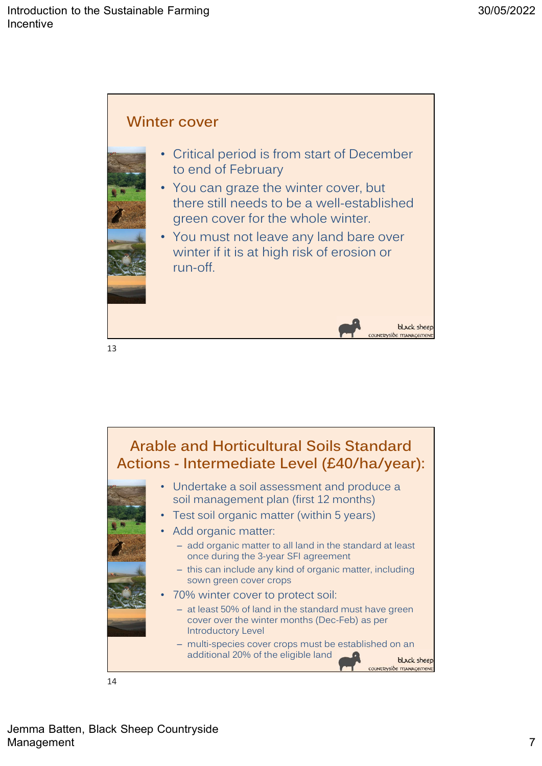## Winter cover

- Critical period is from start of December to end of February
- You can graze the winter cover, but there still needs to be a well-established green cover for the whole winter.
- You must not leave any land bare over winter if it is at high risk of erosion or run-off.

## Arable and Horticultural Soils Standard Actions - Intermediate Level (£40/ha/year):

- Undertake a soil assessment and produce a soil management plan (first 12 months)
- Test soil organic matter (within 5 years)
- Add organic matter:
  - add organic matter to all land in the standard at least once during the 3-year SFI agreement
  - this can include any kind of organic matter, including sown green cover crops
- 70% winter cover to protect soil:
  - at least 50% of land in the standard must have green cover over the winter months (Dec-Feb) as per Introductory Level
  - multi-species cover crops must be established on an additional 20% of the eligible land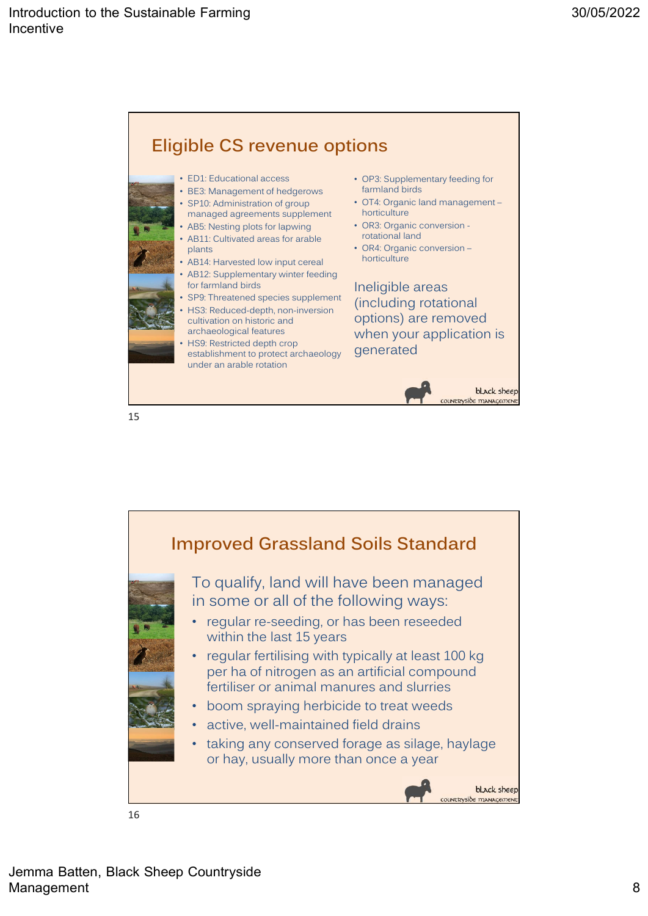## Eligible CS revenue options

- ED1: Educational access
- BE3: Management of hedgerows
- SP10: Administration of group managed agreements supplement
- AB5: Nesting plots for lapwing
- AB11: Cultivated areas for arable plants
- AB14: Harvested low input cereal
- AB12: Supplementary winter feeding for farmland birds
- SP9: Threatened species supplement
- HS3: Reduced-depth, non-inversion cultivation on historic and archaeological features
- HS9: Restricted depth crop establishment to protect archaeology under an arable rotation
- OP3: Supplementary feeding for farmland birds
- OT4: Organic land management – horticulture
- OR3: Organic conversion - rotational land
- OR4: Organic conversion – horticulture

Ineligible areas (including rotational options) are removed when your application is generated

## Improved Grassland Soils Standard

To qualify, land will have been managed in some or all of the following ways:

- regular re-seeding, or has been reseeded within the last 15 years
- regular fertilising with typically at least 100 kg per ha of nitrogen as an artificial compound fertiliser or animal manures and slurries
- boom spraying herbicide to treat weeds
- active, well-maintained field drains
- taking any conserved forage as silage, haylage or hay, usually more than once a year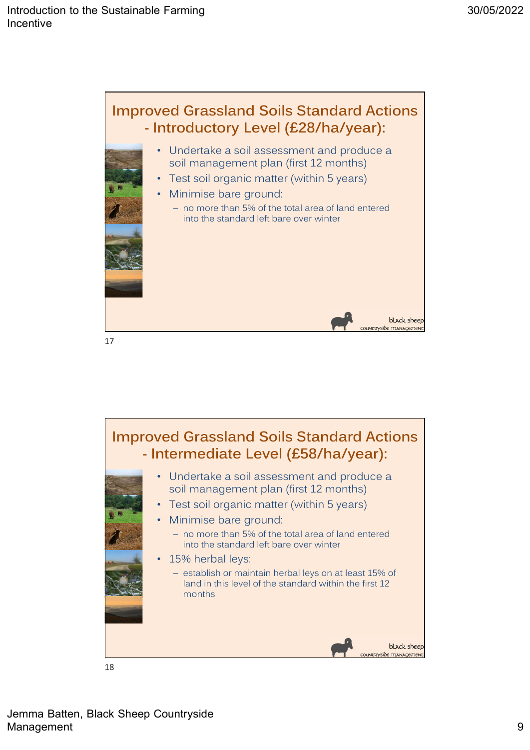## Improved Grassland Soils Standard Actions - Introductory Level (£28/ha/year):

- Undertake a soil assessment and produce a soil management plan (first 12 months)
- Test soil organic matter (within 5 years)
- Minimise bare ground:
  - no more than 5% of the total area of land entered into the standard left bare over winter

## Improved Grassland Soils Standard Actions - Intermediate Level (£58/ha/year):

- Undertake a soil assessment and produce a soil management plan (first 12 months)
- Test soil organic matter (within 5 years)
- Minimise bare ground:
  - no more than 5% of the total area of land entered into the standard left bare over winter
- 15% herbal leys:
  - establish or maintain herbal leys on at least 15% of land in this level of the standard within the first 12 months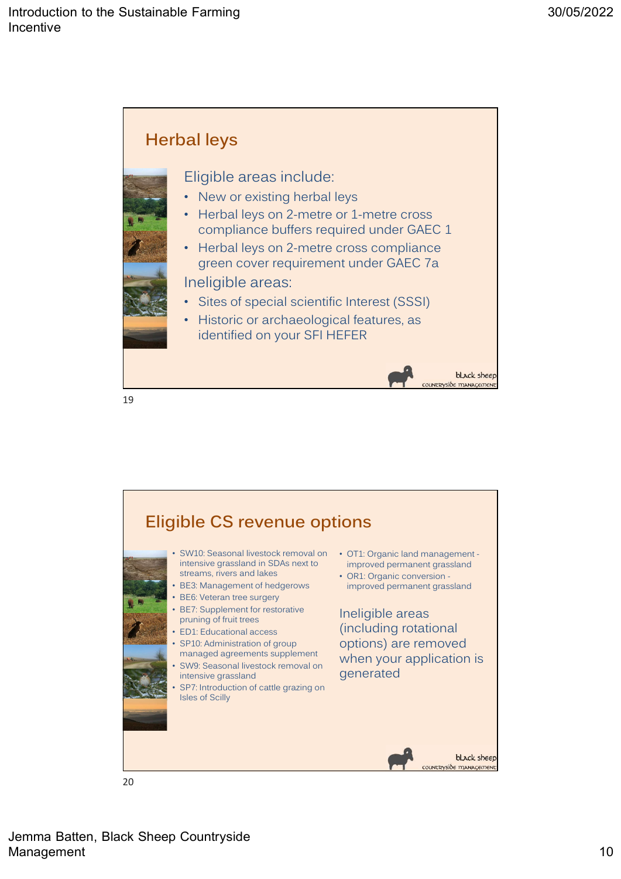## Herbal leys

Eligible areas include:

- New or existing herbal leys
- Herbal leys on 2-metre or 1-metre cross compliance buffers required under GAEC 1
- Herbal leys on 2-metre cross compliance green cover requirement under GAEC 7a

Ineligible areas:

- Sites of special scientific Interest (SSSI)
- Historic or archaeological features, as identified on your SFI HEFER

## Eligible CS revenue options

- SW10: Seasonal livestock removal on intensive grassland in SDAs next to streams, rivers and lakes
- BE3: Management of hedgerows
- BE6: Veteran tree surgery
- BE7: Supplement for restorative pruning of fruit trees
- ED1: Educational access
- SP10: Administration of group managed agreements supplement
- SW9: Seasonal livestock removal on intensive grassland
- SP7: Introduction of cattle grazing on Isles of Scilly
- OT1: Organic land management - improved permanent grassland
- OR1: Organic conversion - improved permanent grassland

Ineligible areas (including rotational options) are removed when your application is generated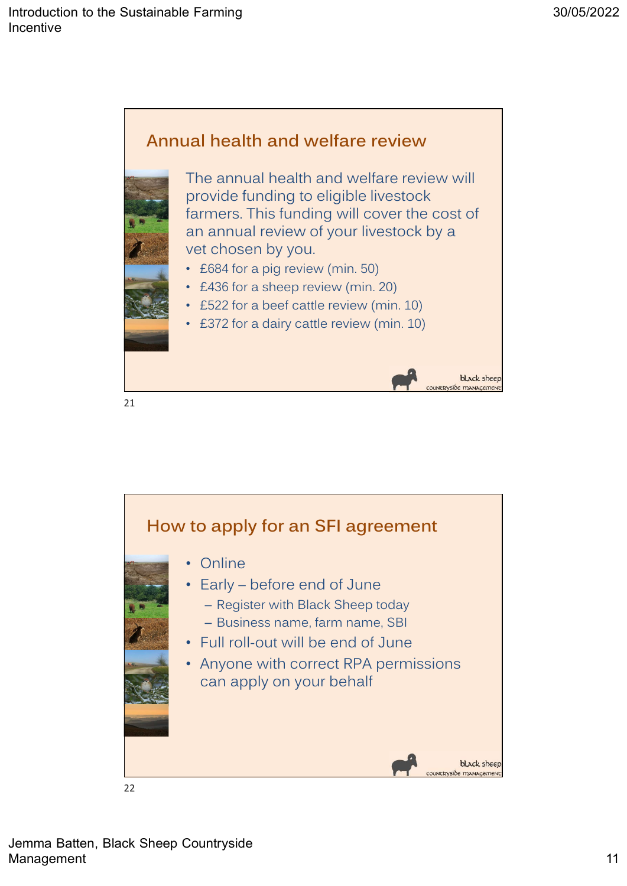## Annual health and welfare review

The annual health and welfare review will provide funding to eligible livestock farmers. This funding will cover the cost of an annual review of your livestock by a vet chosen by you.

- £684 for a pig review (min. 50)
- £436 for a sheep review (min. 20)
- £522 for a beef cattle review (min. 10)
- £372 for a dairy cattle review (min. 10)

## How to apply for an SFI agreement

- Online
- Early – before end of June
  - Register with Black Sheep today
  - Business name, farm name, SBI
- Full roll-out will be end of June
- Anyone with correct RPA permissions can apply on your behalf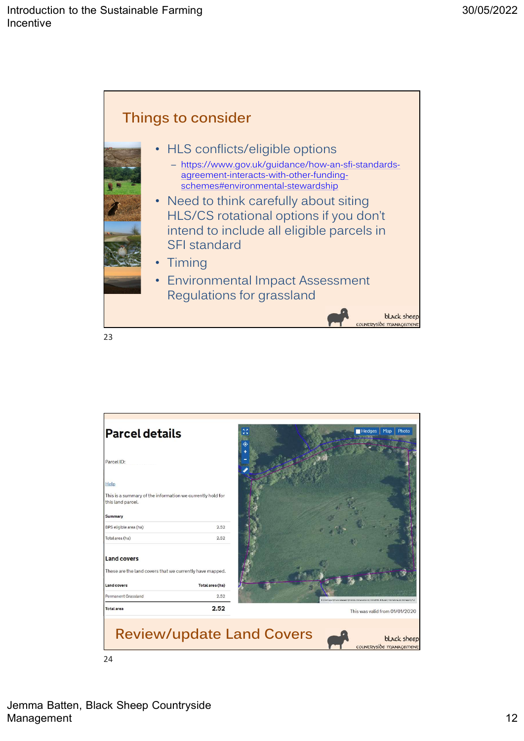## Things to consider

- HLS conflicts/eligible options
  - https://www.gov.uk/guidance/how-an-sfi-standards-agreement-interacts-with-other-funding-schemes#environmental-stewardship
- Need to think carefully about siting HLS/CS rotational options if you don't intend to include all eligible parcels in SFI standard
- Timing
- Environmental Impact Assessment Regulations for grassland

black sheep countryside management

23

## Parcel details

Parcel ID:

Help

This is a summary of the information we currently hold for this land parcel.

**Summary**

| | |
|---|---|
| BPS eligible area (ha) | 2.52 |
| Total area (ha) | 2.52 |

**Land covers**

These are the land covers that we currently have mapped.

| Land covers | Total area (ha) |
|---|---|
| Permanent Grassland | 2.52 |
| **Total area** | **2.52** |

Hedges Map Photo

This was valid from 01/01/2020

## Review/update Land Covers

black sheep countryside management

24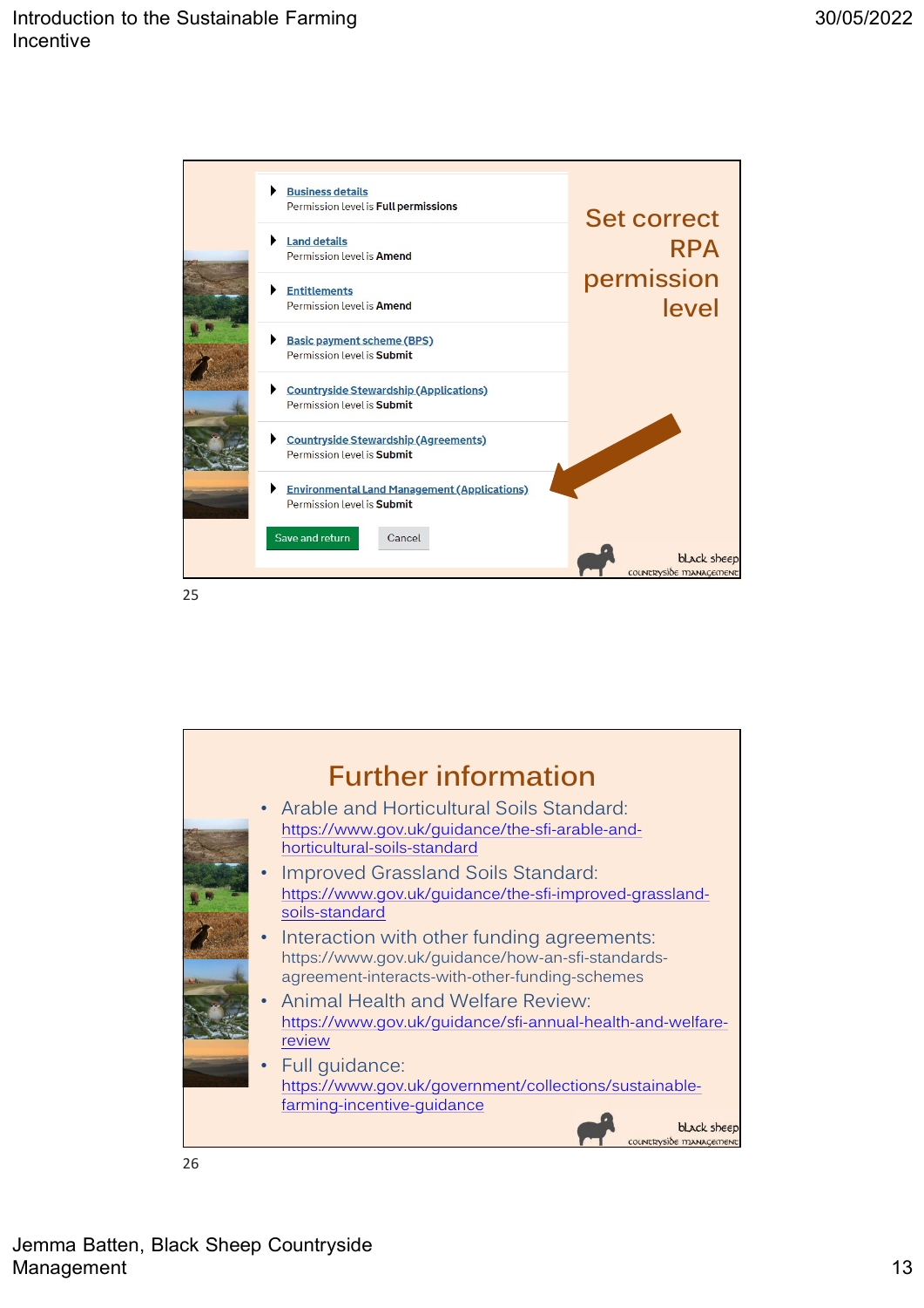- Business details
  Permission level is **Full permissions**
- Land details
  Permission level is **Amend**
- Entitlements
  Permission level is **Amend**
- Basic payment scheme (BPS)
  Permission level is **Submit**
- Countryside Stewardship (Applications)
  Permission level is **Submit**
- Countryside Stewardship (Agreements)
  Permission level is **Submit**
- Environmental Land Management (Applications)
  Permission level is **Submit**

Save and return | Cancel

## Set correct RPA permission level

black sheep countryside management

25

## Further information

- Arable and Horticultural Soils Standard: https://www.gov.uk/guidance/the-sfi-arable-and-horticultural-soils-standard
- Improved Grassland Soils Standard: https://www.gov.uk/guidance/the-sfi-improved-grassland-soils-standard
- Interaction with other funding agreements: https://www.gov.uk/guidance/how-an-sfi-standards-agreement-interacts-with-other-funding-schemes
- Animal Health and Welfare Review: https://www.gov.uk/guidance/sfi-annual-health-and-welfare-review
- Full guidance: https://www.gov.uk/government/collections/sustainable-farming-incentive-guidance

black sheep countryside management

26